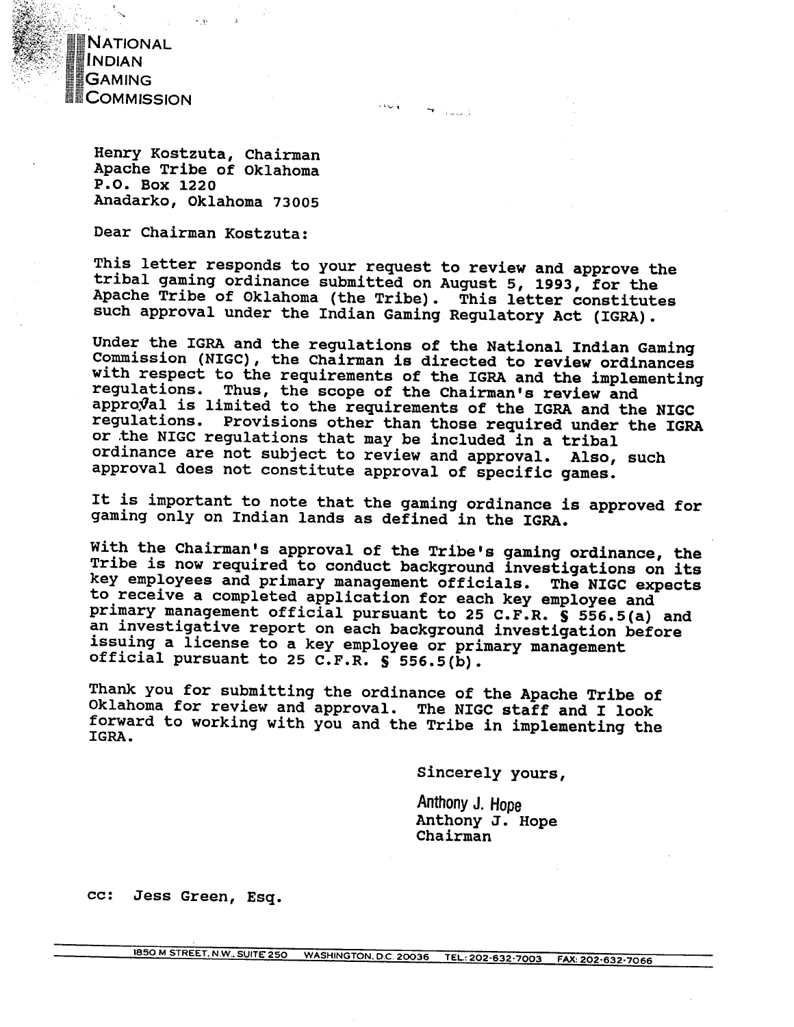NATIONAL
INDIAN
GAMING
COMMISSION

Henry Kostzuta, Chairman
Apache Tribe of Oklahoma
P.O. Box 1220
Anadarko, Oklahoma 73005

Dear Chairman Kostzuta:

This letter responds to your request to review and approve the tribal gaming ordinance submitted on August 5, 1993, for the Apache Tribe of Oklahoma (the Tribe). This letter constitutes such approval under the Indian Gaming Regulatory Act (IGRA).

Under the IGRA and the regulations of the National Indian Gaming Commission (NIGC), the Chairman is directed to review ordinances with respect to the requirements of the IGRA and the implementing regulations. Thus, the scope of the Chairman's review and approval is limited to the requirements of the IGRA and the NIGC regulations. Provisions other than those required under the IGRA or the NIGC regulations that may be included in a tribal ordinance are not subject to review and approval. Also, such approval does not constitute approval of specific games.

It is important to note that the gaming ordinance is approved for gaming only on Indian lands as defined in the IGRA.

With the Chairman's approval of the Tribe's gaming ordinance, the Tribe is now required to conduct background investigations on its key employees and primary management officials. The NIGC expects to receive a completed application for each key employee and primary management official pursuant to 25 C.F.R. § 556.5(a) and an investigative report on each background investigation before issuing a license to a key employee or primary management official pursuant to 25 C.F.R. § 556.5(b).

Thank you for submitting the ordinance of the Apache Tribe of Oklahoma for review and approval. The NIGC staff and I look forward to working with you and the Tribe in implementing the IGRA.

Sincerely yours,

Anthony J. Hope
Anthony J. Hope
Chairman

cc: Jess Green, Esq.

1850 M STREET, N.W., SUITE 250 WASHINGTON, D.C. 20036 TEL.: 202-632-7003 FAX: 202-632-7066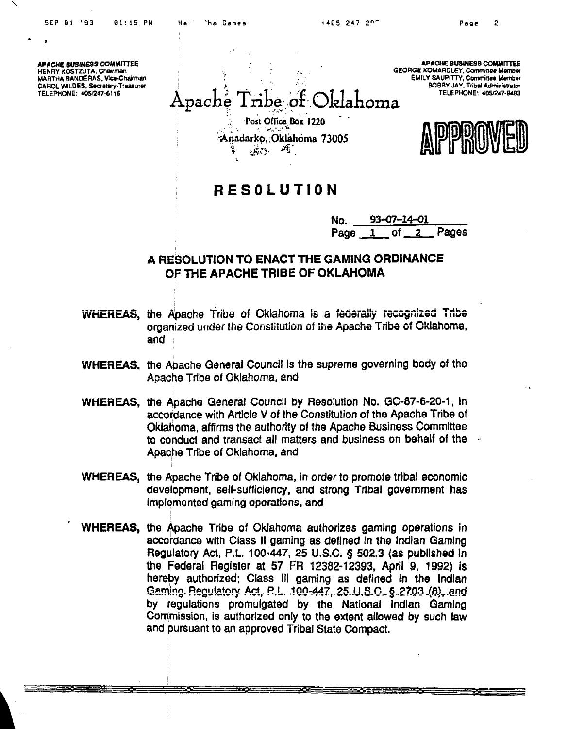**APACHE BUSINESS COMMITTEE**
HENRY KOSTZUTA, Chairman
MARTHA BANDERAS, Vice-Chairman
CAROL WILDES, Secretary-Treasurer
TELEPHONE: 405/247-6115

**APACHE BUSINESS COMMITTEE**
GEORGE KOMARDLEY, Committee Member
EMILY SAUPITTY, Committee Member
BOBBY JAY, Tribal Administrator
TELEPHONE: 405/247-9493

# Apache Tribe of Oklahoma

Post Office Box 1220
Anadarko, Oklahoma 73005

**APPROVED**

## RESOLUTION

No. 93-07-14-01
Page 1 of 2 Pages

### A RESOLUTION TO ENACT THE GAMING ORDINANCE OF THE APACHE TRIBE OF OKLAHOMA

**WHEREAS,** the Apache Tribe of Oklahoma is a federally recognized Tribe organized under the Constitution of the Apache Tribe of Oklahoma, and

**WHEREAS,** the Apache General Council is the supreme governing body of the Apache Tribe of Oklahoma, and

**WHEREAS,** the Apache General Council by Resolution No. GC-87-6-20-1, in accordance with Article V of the Constitution of the Apache Tribe of Oklahoma, affirms the authority of the Apache Business Committee to conduct and transact all matters and business on behalf of the Apache Tribe of Oklahoma, and

**WHEREAS,** the Apache Tribe of Oklahoma, in order to promote tribal economic development, self-sufficiency, and strong Tribal government has implemented gaming operations, and

**WHEREAS,** the Apache Tribe of Oklahoma authorizes gaming operations in accordance with Class II gaming as defined in the Indian Gaming Regulatory Act, P.L. 100-447, 25 U.S.C. § 502.3 (as published in the Federal Register at 57 FR 12382-12393, April 9, 1992) is hereby authorized; Class III gaming as defined in the Indian Gaming Regulatory Act, P.L. 100-447, 25 U.S.C. § 2703 (8), and by regulations promulgated by the National Indian Gaming Commission, is authorized only to the extent allowed by such law and pursuant to an approved Tribal State Compact.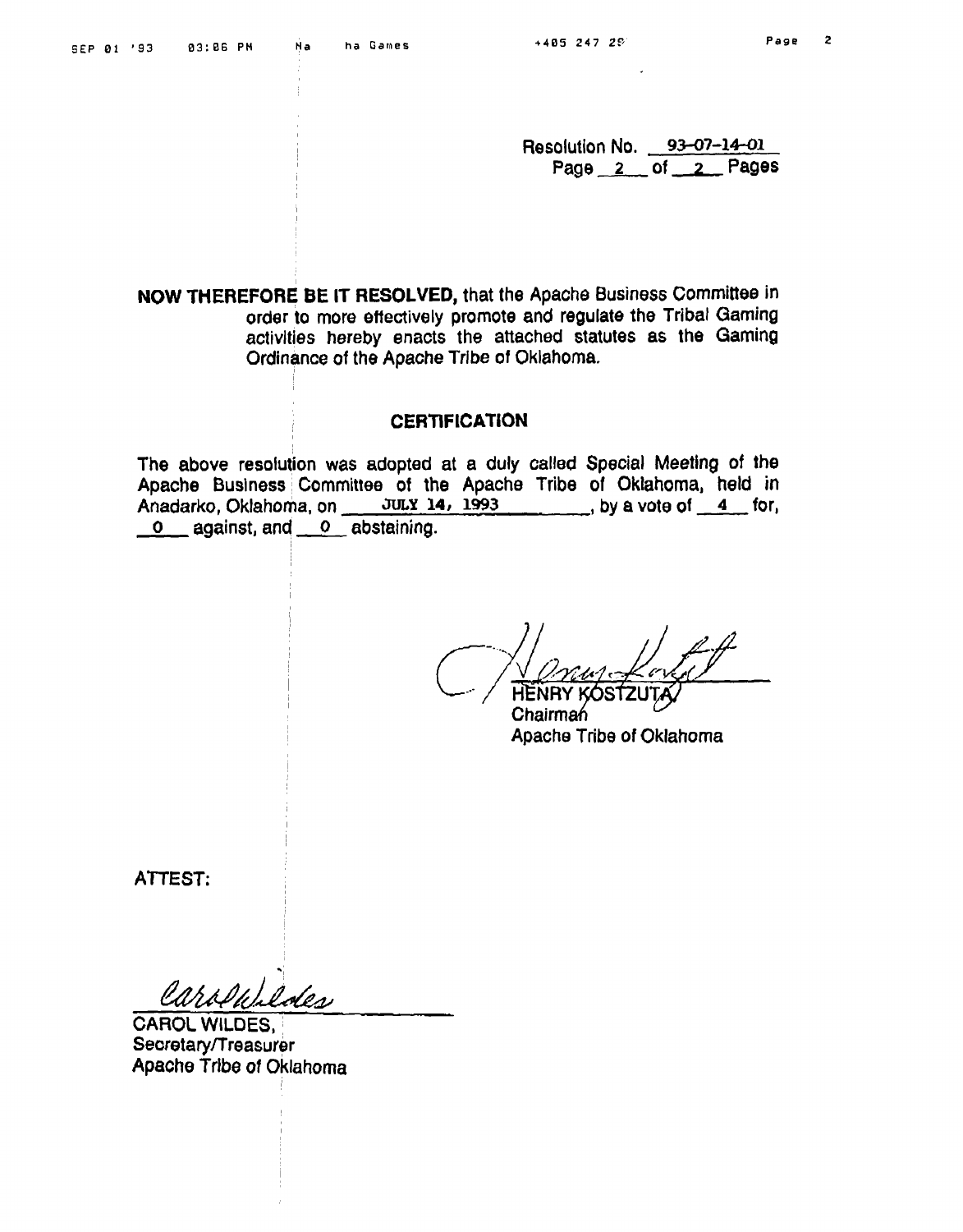Resolution No. 93-07-14-01
Page 2 of 2 Pages

**NOW THEREFORE BE IT RESOLVED,** that the Apache Business Committee in order to more effectively promote and regulate the Tribal Gaming activities hereby enacts the attached statutes as the Gaming Ordinance of the Apache Tribe of Oklahoma.

## CERTIFICATION

The above resolution was adopted at a duly called Special Meeting of the Apache Business Committee of the Apache Tribe of Oklahoma, held in Anadarko, Oklahoma, on JULY 14, 1993, by a vote of 4 for, 0 against, and 0 abstaining.

HENRY KOSTZUTA
Chairman
Apache Tribe of Oklahoma

ATTEST:

CAROL WILDES,
Secretary/Treasurer
Apache Tribe of Oklahoma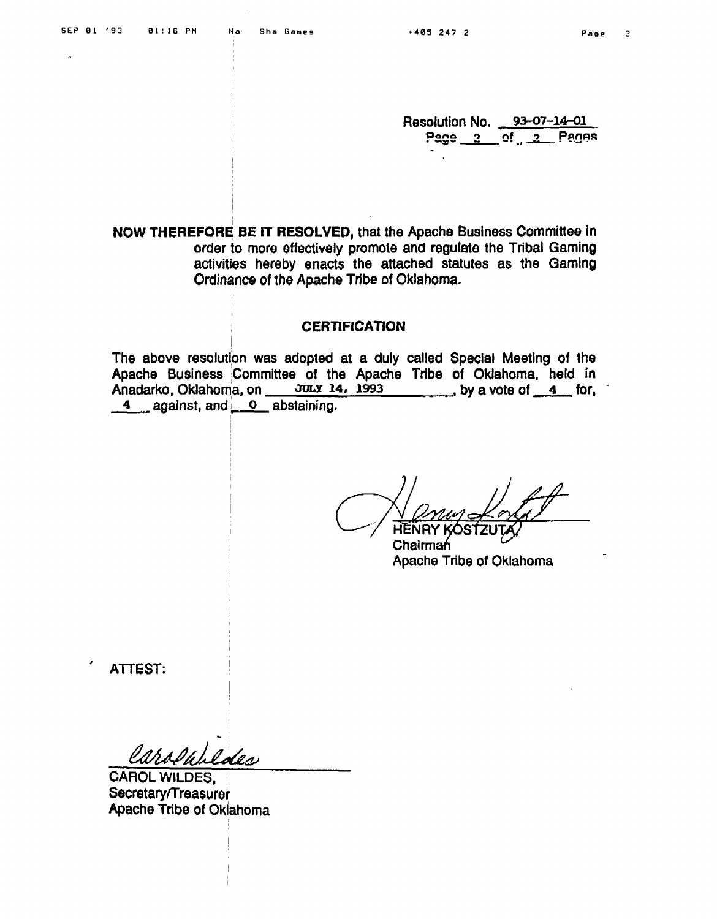Resolution No. 93-07-14-01
Page 2 of 2 Pages

**NOW THEREFORE BE IT RESOLVED,** that the Apache Business Committee in order to more effectively promote and regulate the Tribal Gaming activities hereby enacts the attached statutes as the Gaming Ordinance of the Apache Tribe of Oklahoma.

## CERTIFICATION

The above resolution was adopted at a duly called Special Meeting of the Apache Business Committee of the Apache Tribe of Oklahoma, held in Anadarko, Oklahoma, on JULY 14, 1993, by a vote of 4 for, 4 against, and 0 abstaining.

HENRY KOSTZUTA
Chairman
Apache Tribe of Oklahoma

ATTEST:

CAROL WILDES,
Secretary/Treasurer
Apache Tribe of Oklahoma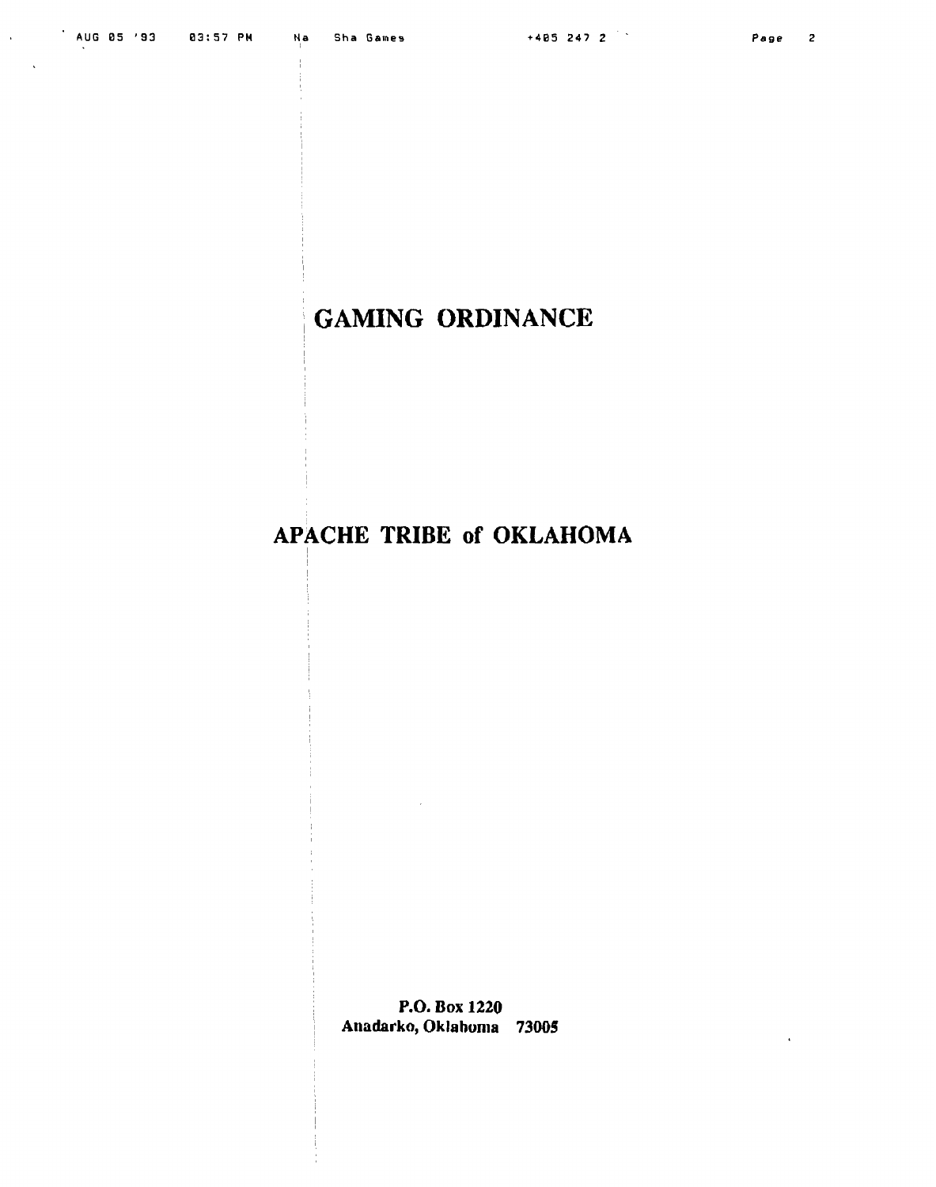# GAMING ORDINANCE

# APACHE TRIBE of OKLAHOMA

**P.O. Box 1220**
**Anadarko, Oklahoma 73005**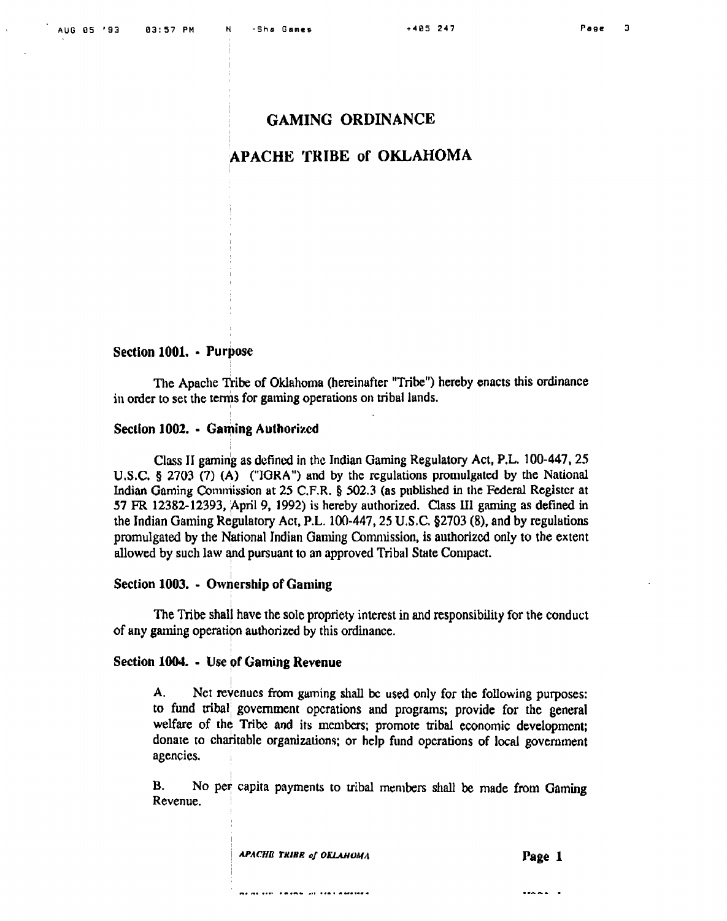# GAMING ORDINANCE

# APACHE TRIBE of OKLAHOMA

## Section 1001. - Purpose

The Apache Tribe of Oklahoma (hereinafter "Tribe") hereby enacts this ordinance in order to set the terms for gaming operations on tribal lands.

## Section 1002. - Gaming Authorized

Class II gaming as defined in the Indian Gaming Regulatory Act, P.L. 100-447, 25 U.S.C. § 2703 (7) (A) ("IGRA") and by the regulations promulgated by the National Indian Gaming Commission at 25 C.F.R. § 502.3 (as published in the Federal Register at 57 FR 12382-12393, April 9, 1992) is hereby authorized. Class III gaming as defined in the Indian Gaming Regulatory Act, P.L. 100-447, 25 U.S.C. §2703 (8), and by regulations promulgated by the National Indian Gaming Commission, is authorized only to the extent allowed by such law and pursuant to an approved Tribal State Compact.

## Section 1003. - Ownership of Gaming

The Tribe shall have the sole propriety interest in and responsibility for the conduct of any gaming operation authorized by this ordinance.

## Section 1004. - Use of Gaming Revenue

A. Net revenues from gaming shall be used only for the following purposes: to fund tribal government operations and programs; provide for the general welfare of the Tribe and its members; promote tribal economic development; donate to charitable organizations; or help fund operations of local government agencies.

B. No per capita payments to tribal members shall be made from Gaming Revenue.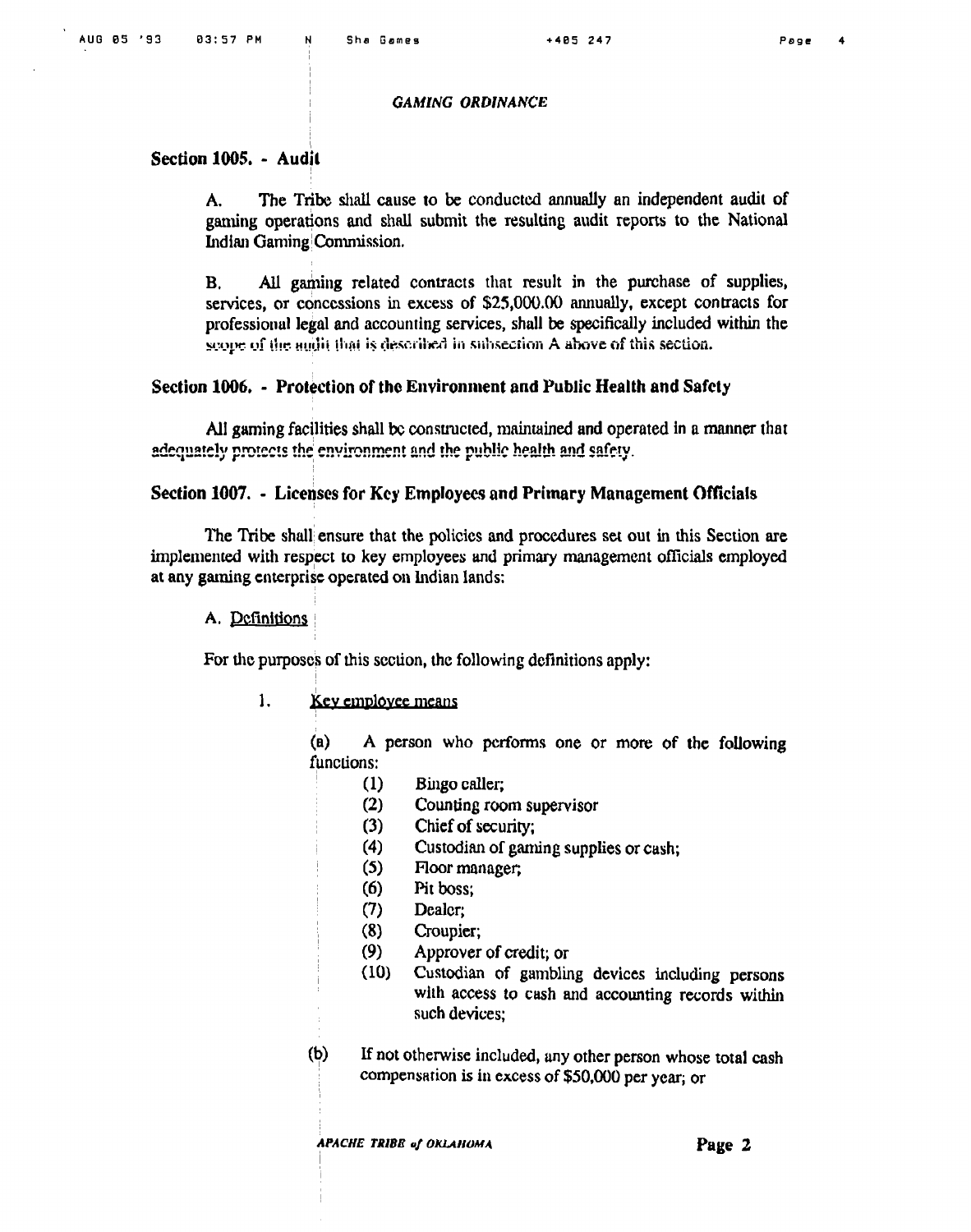*GAMING ORDINANCE*

## Section 1005. - Audit

A. The Tribe shall cause to be conducted annually an independent audit of gaming operations and shall submit the resulting audit reports to the National Indian Gaming Commission.

B. All gaming related contracts that result in the purchase of supplies, services, or concessions in excess of $25,000.00 annually, except contracts for professional legal and accounting services, shall be specifically included within the scope of the audit that is described in subsection A above of this section.

## Section 1006. - Protection of the Environment and Public Health and Safety

All gaming facilities shall be constructed, maintained and operated in a manner that adequately protects the environment and the public health and safety.

## Section 1007. - Licenses for Key Employees and Primary Management Officials

The Tribe shall ensure that the policies and procedures set out in this Section are implemented with respect to key employees and primary management officials employed at any gaming enterprise operated on Indian lands:

A. Definitions

For the purposes of this section, the following definitions apply:

1. Key employee means

(a) A person who performs one or more of the following functions:

(1) Bingo caller;
(2) Counting room supervisor
(3) Chief of security;
(4) Custodian of gaming supplies or cash;
(5) Floor manager;
(6) Pit boss;
(7) Dealer;
(8) Croupier;
(9) Approver of credit; or
(10) Custodian of gambling devices including persons with access to cash and accounting records within such devices;

(b) If not otherwise included, any other person whose total cash compensation is in excess of $50,000 per year; or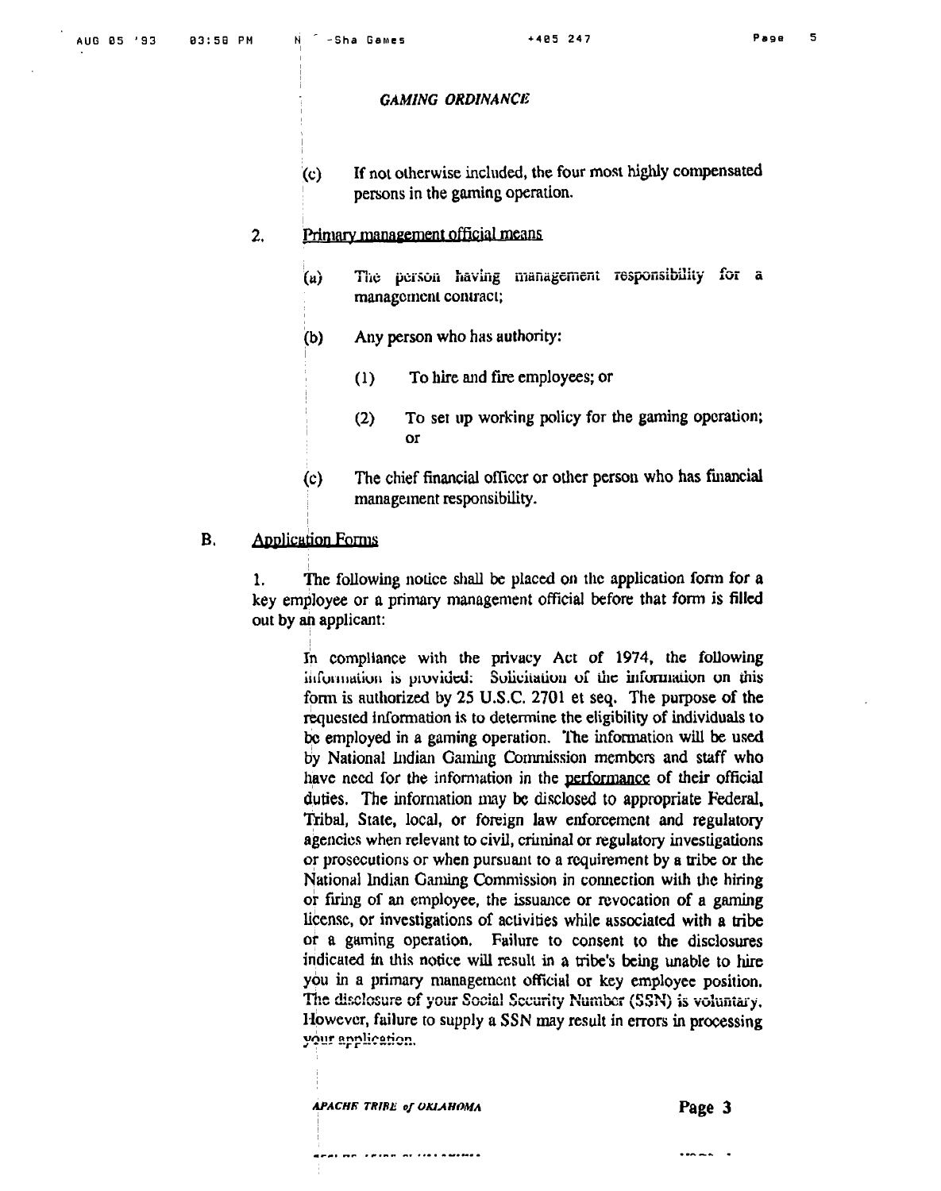*GAMING ORDINANCE*

(c) If not otherwise included, the four most highly compensated persons in the gaming operation.

2. Primary management official means

(a) The person having management responsibility for a management contract;

(b) Any person who has authority:

(1) To hire and fire employees; or

(2) To set up working policy for the gaming operation; or

(c) The chief financial officer or other person who has financial management responsibility.

B. Application Forms

1. The following notice shall be placed on the application form for a key employee or a primary management official before that form is filled out by an applicant:

> In compliance with the privacy Act of 1974, the following information is provided: Solicitation of the information on this form is authorized by 25 U.S.C. 2701 et seq. The purpose of the requested information is to determine the eligibility of individuals to be employed in a gaming operation. The information will be used by National Indian Gaming Commission members and staff who have need for the information in the performance of their official duties. The information may be disclosed to appropriate Federal, Tribal, State, local, or foreign law enforcement and regulatory agencies when relevant to civil, criminal or regulatory investigations or prosecutions or when pursuant to a requirement by a tribe or the National Indian Gaming Commission in connection with the hiring or firing of an employee, the issuance or revocation of a gaming license, or investigations of activities while associated with a tribe or a gaming operation. Failure to consent to the disclosures indicated in this notice will result in a tribe's being unable to hire you in a primary management official or key employee position. The disclosure of your Social Security Number (SSN) is voluntary. However, failure to supply a SSN may result in errors in processing your application.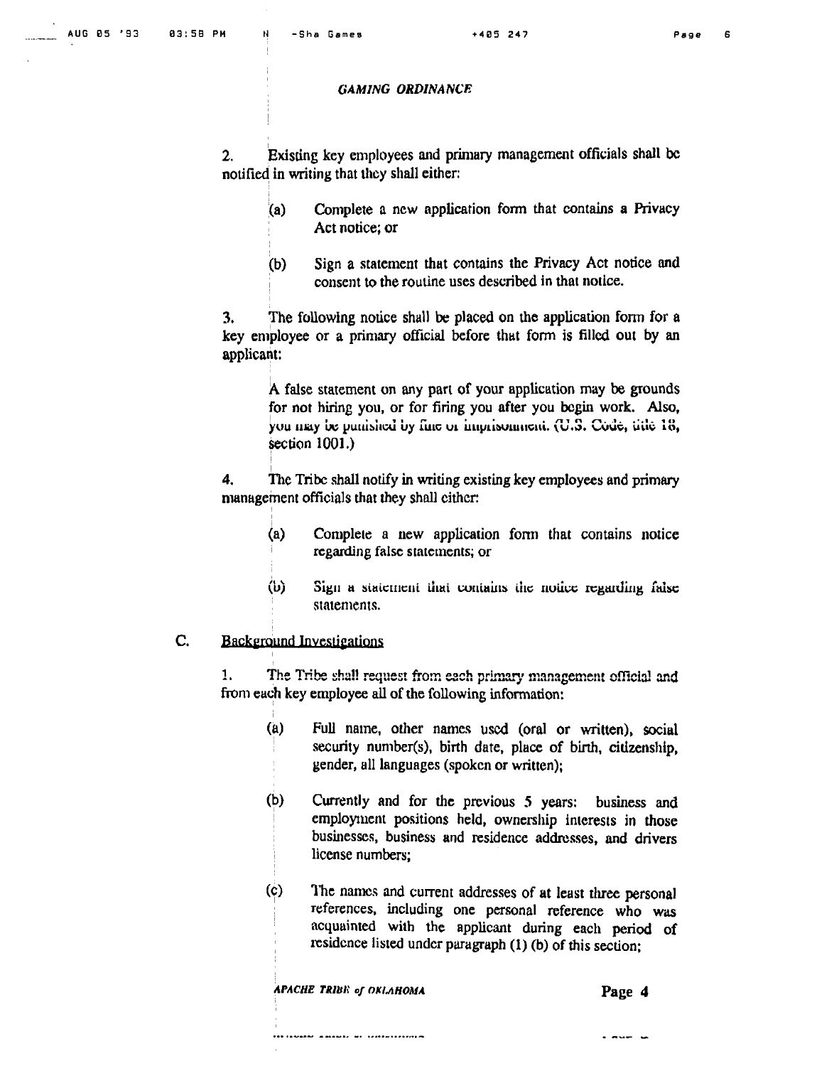2. Existing key employees and primary management officials shall be notified in writing that they shall either:

   (a) Complete a new application form that contains a Privacy Act notice; or

   (b) Sign a statement that contains the Privacy Act notice and consent to the routine uses described in that notice.

3. The following notice shall be placed on the application form for a key employee or a primary official before that form is filled out by an applicant:

> A false statement on any part of your application may be grounds for not hiring you, or for firing you after you begin work. Also, you may be punished by fine or imprisonment. (U.S. Code, title 18, section 1001.)

4. The Tribe shall notify in writing existing key employees and primary management officials that they shall either:

   (a) Complete a new application form that contains notice regarding false statements; or

   (b) Sign a statement that contains the notice regarding false statements.

## C. Background Investigations

1. The Tribe shall request from each primary management official and from each key employee all of the following information:

   (a) Full name, other names used (oral or written), social security number(s), birth date, place of birth, citizenship, gender, all languages (spoken or written);

   (b) Currently and for the previous 5 years: business and employment positions held, ownership interests in those businesses, business and residence addresses, and drivers license numbers;

   (c) The names and current addresses of at least three personal references, including one personal reference who was acquainted with the applicant during each period of residence listed under paragraph (1) (b) of this section;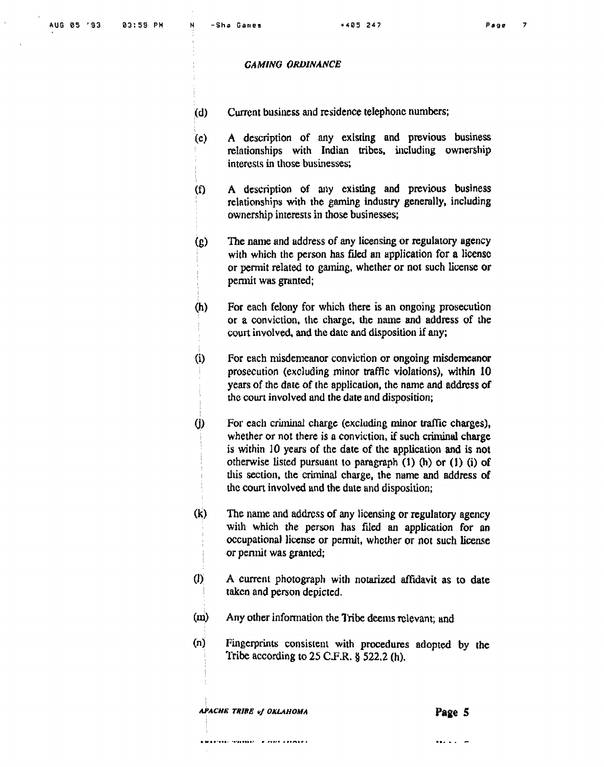*GAMING ORDINANCE*

(d) Current business and residence telephone numbers;

(e) A description of any existing and previous business relationships with Indian tribes, including ownership interests in those businesses;

(f) A description of any existing and previous business relationships with the gaming industry generally, including ownership interests in those businesses;

(g) The name and address of any licensing or regulatory agency with which the person has filed an application for a license or permit related to gaming, whether or not such license or permit was granted;

(h) For each felony for which there is an ongoing prosecution or a conviction, the charge, the name and address of the court involved, and the date and disposition if any;

(i) For each misdemeanor conviction or ongoing misdemeanor prosecution (excluding minor traffic violations), within 10 years of the date of the application, the name and address of the court involved and the date and disposition;

(j) For each criminal charge (excluding minor traffic charges), whether or not there is a conviction, if such criminal charge is within 10 years of the date of the application and is not otherwise listed pursuant to paragraph (1) (h) or (1) (i) of this section, the criminal charge, the name and address of the court involved and the date and disposition;

(k) The name and address of any licensing or regulatory agency with which the person has filed an application for an occupational license or permit, whether or not such license or permit was granted;

(l) A current photograph with notarized affidavit as to date taken and person depicted.

(m) Any other information the Tribe deems relevant; and

(n) Fingerprints consistent with procedures adopted by the Tribe according to 25 C.F.R. § 522.2 (h).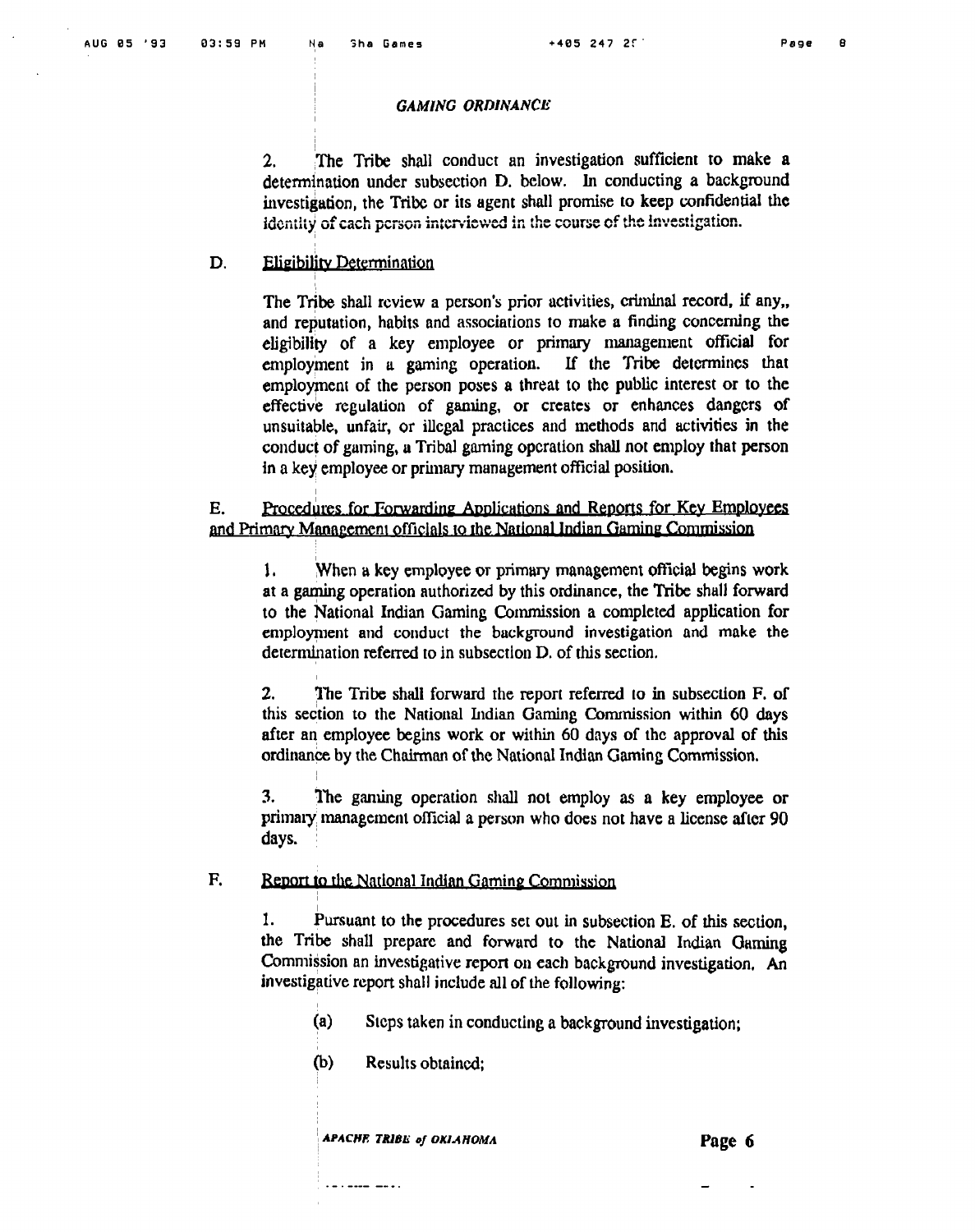2. The Tribe shall conduct an investigation sufficient to make a determination under subsection D. below. In conducting a background investigation, the Tribe or its agent shall promise to keep confidential the identity of each person interviewed in the course of the investigation.

D. Eligibility Determination

The Tribe shall review a person's prior activities, criminal record, if any,, and reputation, habits and associations to make a finding concerning the eligibility of a key employee or primary management official for employment in a gaming operation. If the Tribe determines that employment of the person poses a threat to the public interest or to the effective regulation of gaming, or creates or enhances dangers of unsuitable, unfair, or illegal practices and methods and activities in the conduct of gaming, a Tribal gaming operation shall not employ that person in a key employee or primary management official position.

E. Procedures for Forwarding Applications and Reports for Key Employees and Primary Management officials to the National Indian Gaming Commission

1. When a key employee or primary management official begins work at a gaming operation authorized by this ordinance, the Tribe shall forward to the National Indian Gaming Commission a completed application for employment and conduct the background investigation and make the determination referred to in subsection D. of this section.

2. The Tribe shall forward the report referred to in subsection F. of this section to the National Indian Gaming Commission within 60 days after an employee begins work or within 60 days of the approval of this ordinance by the Chairman of the National Indian Gaming Commission.

3. The gaming operation shall not employ as a key employee or primary management official a person who does not have a license after 90 days.

F. Report to the National Indian Gaming Commission

1. Pursuant to the procedures set out in subsection E. of this section, the Tribe shall prepare and forward to the National Indian Gaming Commission an investigative report on each background investigation. An investigative report shall include all of the following:

(a) Steps taken in conducting a background investigation;

(b) Results obtained;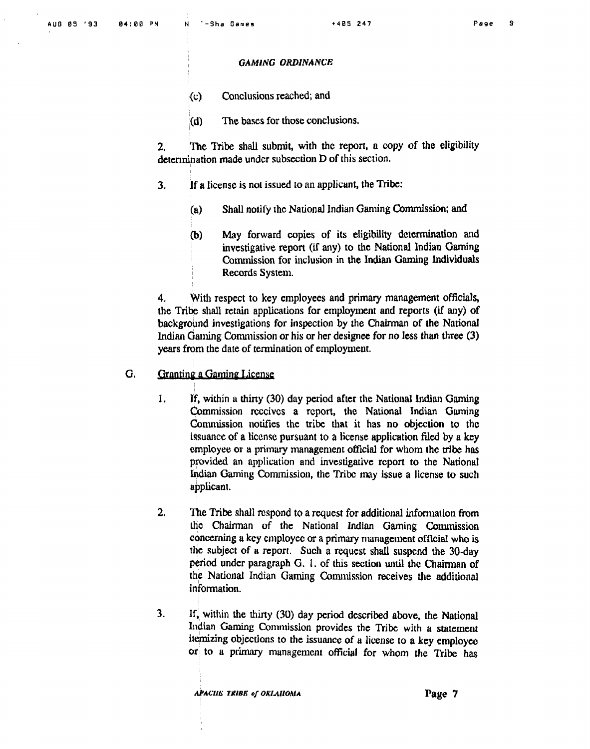(c) Conclusions reached; and

(d) The bases for those conclusions.

2. The Tribe shall submit, with the report, a copy of the eligibility determination made under subsection D of this section.

3. If a license is not issued to an applicant, the Tribe:

   (a) Shall notify the National Indian Gaming Commission; and

   (b) May forward copies of its eligibility determination and investigative report (if any) to the National Indian Gaming Commission for inclusion in the Indian Gaming Individuals Records System.

4. With respect to key employees and primary management officials, the Tribe shall retain applications for employment and reports (if any) of background investigations for inspection by the Chairman of the National Indian Gaming Commission or his or her designee for no less than three (3) years from the date of termination of employment.

G. <u>Granting a Gaming License</u>

1. If, within a thirty (30) day period after the National Indian Gaming Commission receives a report, the National Indian Gaming Commission notifies the tribe that it has no objection to the issuance of a license pursuant to a license application filed by a key employee or a primary management official for whom the tribe has provided an application and investigative report to the National Indian Gaming Commission, the Tribe may issue a license to such applicant.

2. The Tribe shall respond to a request for additional information from the Chairman of the National Indian Gaming Commission concerning a key employee or a primary management official who is the subject of a report. Such a request shall suspend the 30-day period under paragraph G. 1. of this section until the Chairman of the National Indian Gaming Commission receives the additional information.

3. If, within the thirty (30) day period described above, the National Indian Gaming Commission provides the Tribe with a statement itemizing objections to the issuance of a license to a key employee or to a primary management official for whom the Tribe has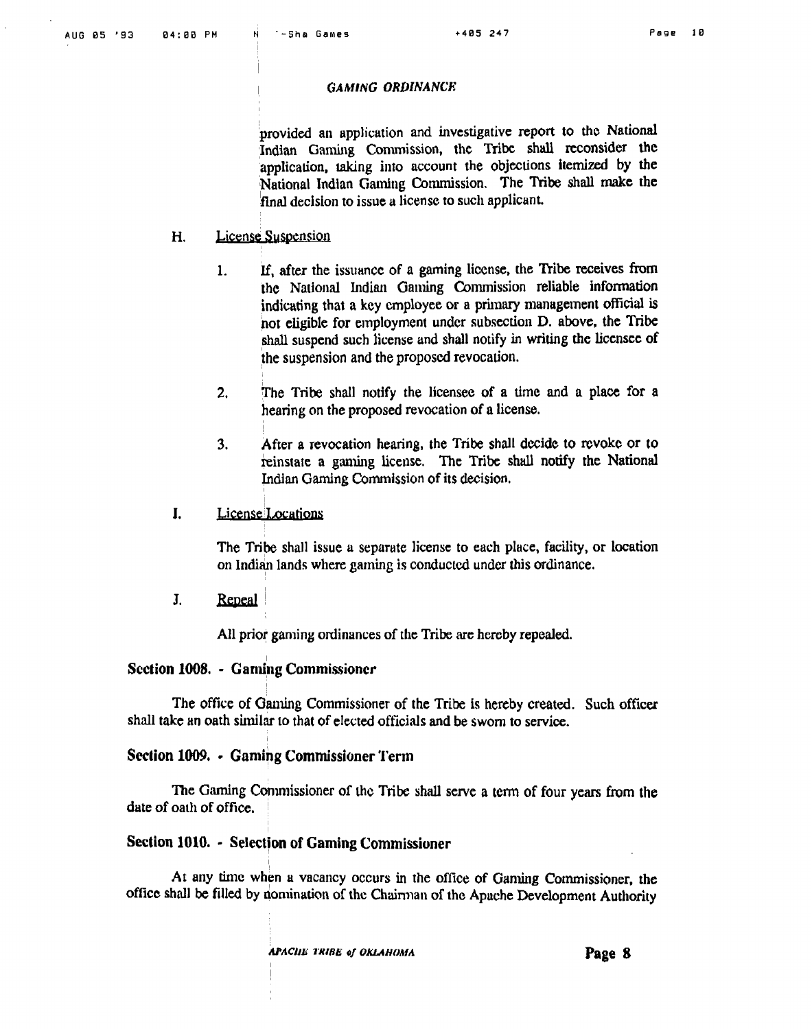provided an application and investigative report to the National Indian Gaming Commission, the Tribe shall reconsider the application, taking into account the objections itemized by the National Indian Gaming Commission. The Tribe shall make the final decision to issue a license to such applicant.

H. License Suspension

1. If, after the issuance of a gaming license, the Tribe receives from the National Indian Gaming Commission reliable information indicating that a key employee or a primary management official is not eligible for employment under subsection D. above, the Tribe shall suspend such license and shall notify in writing the licensee of the suspension and the proposed revocation.

2. The Tribe shall notify the licensee of a time and a place for a hearing on the proposed revocation of a license.

3. After a revocation hearing, the Tribe shall decide to revoke or to reinstate a gaming license. The Tribe shall notify the National Indian Gaming Commission of its decision.

I. License Locations

The Tribe shall issue a separate license to each place, facility, or location on Indian lands where gaming is conducted under this ordinance.

J. Repeal

All prior gaming ordinances of the Tribe are hereby repealed.

## Section 1008. - Gaming Commissioner

The office of Gaming Commissioner of the Tribe is hereby created. Such officer shall take an oath similar to that of elected officials and be sworn to service.

## Section 1009. - Gaming Commissioner Term

The Gaming Commissioner of the Tribe shall serve a term of four years from the date of oath of office.

## Section 1010. - Selection of Gaming Commissioner

At any time when a vacancy occurs in the office of Gaming Commissioner, the office shall be filled by nomination of the Chairman of the Apache Development Authority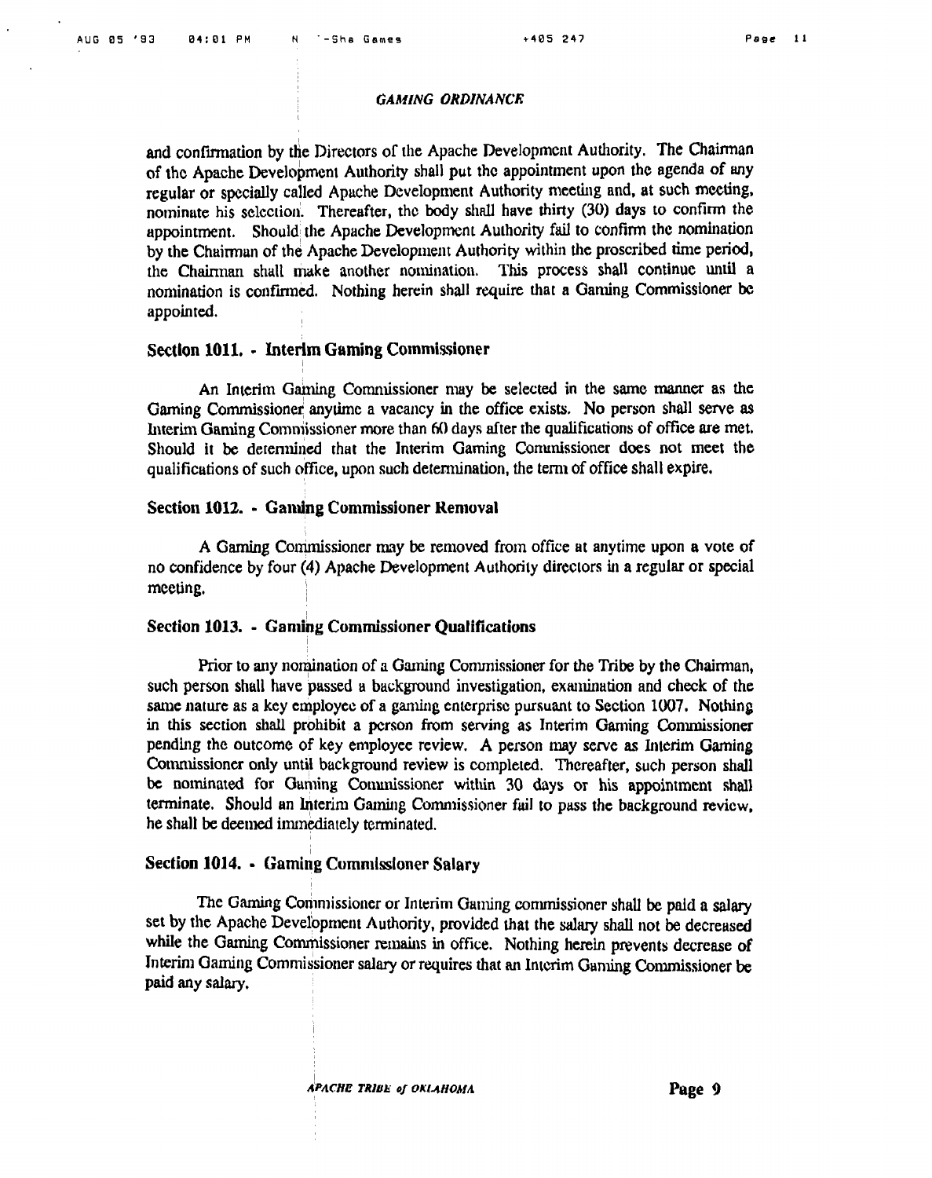and confirmation by the Directors of the Apache Development Authority. The Chairman of the Apache Development Authority shall put the appointment upon the agenda of any regular or specially called Apache Development Authority meeting and, at such meeting, nominate his selection. Thereafter, the body shall have thirty (30) days to confirm the appointment. Should the Apache Development Authority fail to confirm the nomination by the Chairman of the Apache Development Authority within the proscribed time period, the Chairman shall make another nomination. This process shall continue until a nomination is confirmed. Nothing herein shall require that a Gaming Commissioner be appointed.

### Section 1011. - Interim Gaming Commissioner

An Interim Gaming Commissioner may be selected in the same manner as the Gaming Commissioner anytime a vacancy in the office exists. No person shall serve as Interim Gaming Commissioner more than 60 days after the qualifications of office are met. Should it be determined that the Interim Gaming Commissioner does not meet the qualifications of such office, upon such determination, the term of office shall expire.

### Section 1012. - Gaming Commissioner Removal

A Gaming Commissioner may be removed from office at anytime upon a vote of no confidence by four (4) Apache Development Authority directors in a regular or special meeting.

### Section 1013. - Gaming Commissioner Qualifications

Prior to any nomination of a Gaming Commissioner for the Tribe by the Chairman, such person shall have passed a background investigation, examination and check of the same nature as a key employee of a gaming enterprise pursuant to Section 1007. Nothing in this section shall prohibit a person from serving as Interim Gaming Commissioner pending the outcome of key employee review. A person may serve as Interim Gaming Commissioner only until background review is completed. Thereafter, such person shall be nominated for Gaming Commissioner within 30 days or his appointment shall terminate. Should an Interim Gaming Commissioner fail to pass the background review, he shall be deemed immediately terminated.

### Section 1014. - Gaming Commissioner Salary

The Gaming Commissioner or Interim Gaming commissioner shall be paid a salary set by the Apache Development Authority, provided that the salary shall not be decreased while the Gaming Commissioner remains in office. Nothing herein prevents decrease of Interim Gaming Commissioner salary or requires that an Interim Gaming Commissioner be paid any salary.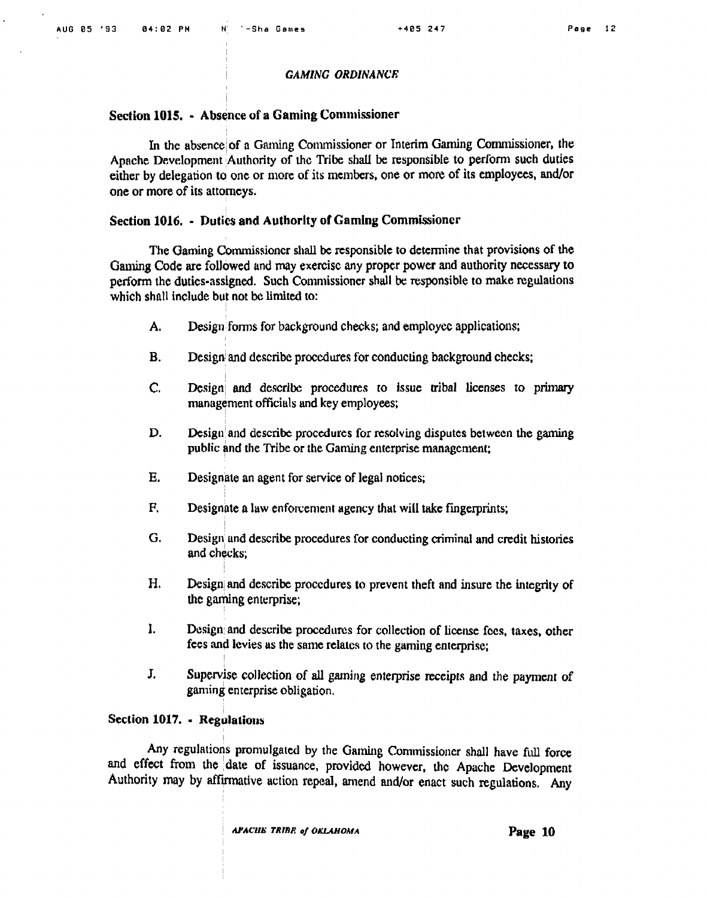## Section 1015. - Absence of a Gaming Commissioner

In the absence of a Gaming Commissioner or Interim Gaming Commissioner, the Apache Development Authority of the Tribe shall be responsible to perform such duties either by delegation to one or more of its members, one or more of its employees, and/or one or more of its attorneys.

## Section 1016. - Duties and Authority of Gaming Commissioner

The Gaming Commissioner shall be responsible to determine that provisions of the Gaming Code are followed and may exercise any proper power and authority necessary to perform the duties-assigned. Such Commissioner shall be responsible to make regulations which shall include but not be limited to:

A. Design forms for background checks; and employee applications;

B. Design and describe procedures for conducting background checks;

C. Design and describe procedures to issue tribal licenses to primary management officials and key employees;

D. Design and describe procedures for resolving disputes between the gaming public and the Tribe or the Gaming enterprise management;

E. Designate an agent for service of legal notices;

F. Designate a law enforcement agency that will take fingerprints;

G. Design and describe procedures for conducting criminal and credit histories and checks;

H. Design and describe procedures to prevent theft and insure the integrity of the gaming enterprise;

I. Design and describe procedures for collection of license fees, taxes, other fees and levies as the same relates to the gaming enterprise;

J. Supervise collection of all gaming enterprise receipts and the payment of gaming enterprise obligation.

## Section 1017. - Regulations

Any regulations promulgated by the Gaming Commissioner shall have full force and effect from the date of issuance, provided however, the Apache Development Authority may by affirmative action repeal, amend and/or enact such regulations. Any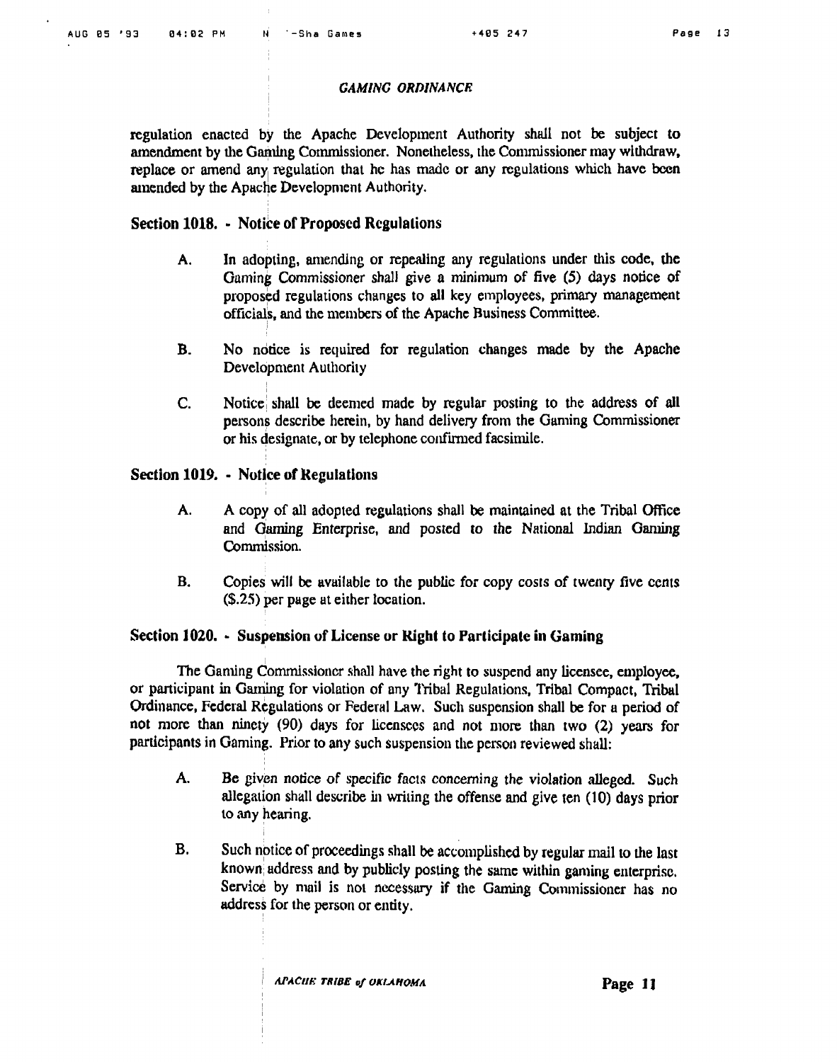regulation enacted by the Apache Development Authority shall not be subject to amendment by the Gaming Commissioner. Nonetheless, the Commissioner may withdraw, replace or amend any regulation that he has made or any regulations which have been amended by the Apache Development Authority.

## Section 1018. - Notice of Proposed Regulations

A. In adopting, amending or repealing any regulations under this code, the Gaming Commissioner shall give a minimum of five (5) days notice of proposed regulations changes to all key employees, primary management officials, and the members of the Apache Business Committee.

B. No notice is required for regulation changes made by the Apache Development Authority

C. Notice shall be deemed made by regular posting to the address of all persons describe herein, by hand delivery from the Gaming Commissioner or his designate, or by telephone confirmed facsimile.

## Section 1019. - Notice of Regulations

A. A copy of all adopted regulations shall be maintained at the Tribal Office and Gaming Enterprise, and posted to the National Indian Gaming Commission.

B. Copies will be available to the public for copy costs of twenty five cents ($.25) per page at either location.

## Section 1020. - Suspension of License or Right to Participate in Gaming

The Gaming Commissioner shall have the right to suspend any licensee, employee, or participant in Gaming for violation of any Tribal Regulations, Tribal Compact, Tribal Ordinance, Federal Regulations or Federal Law. Such suspension shall be for a period of not more than ninety (90) days for licensees and not more than two (2) years for participants in Gaming. Prior to any such suspension the person reviewed shall:

A. Be given notice of specific facts concerning the violation alleged. Such allegation shall describe in writing the offense and give ten (10) days prior to any hearing.

B. Such notice of proceedings shall be accomplished by regular mail to the last known address and by publicly posting the same within gaming enterprise. Service by mail is not necessary if the Gaming Commissioner has no address for the person or entity.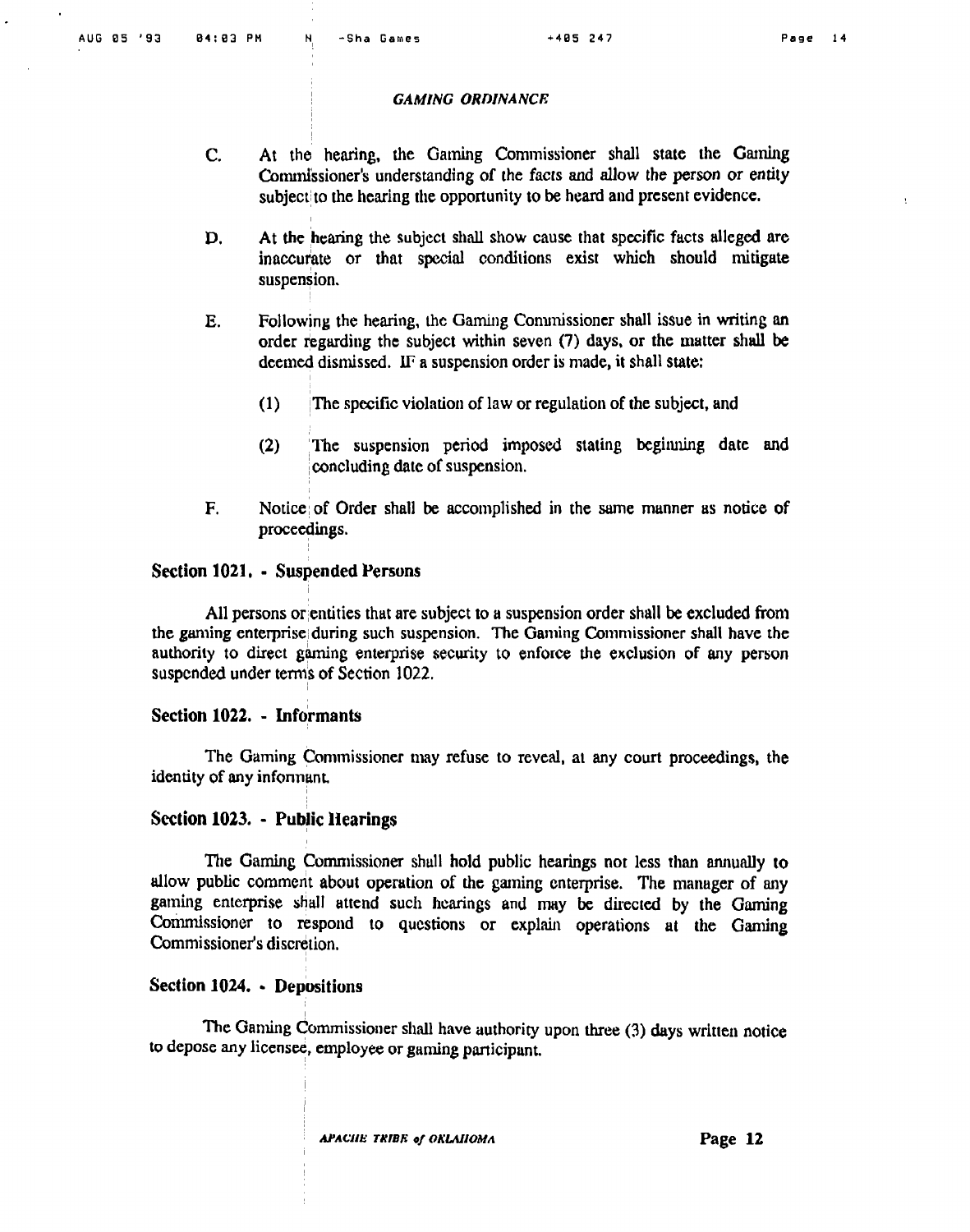C. At the hearing, the Gaming Commissioner shall state the Gaming Commissioner's understanding of the facts and allow the person or entity subject to the hearing the opportunity to be heard and present evidence.

D. At the hearing the subject shall show cause that specific facts alleged are inaccurate or that special conditions exist which should mitigate suspension.

E. Following the hearing, the Gaming Commissioner shall issue in writing an order regarding the subject within seven (7) days, or the matter shall be deemed dismissed. IF a suspension order is made, it shall state:

   (1) The specific violation of law or regulation of the subject, and

   (2) The suspension period imposed stating beginning date and concluding date of suspension.

F. Notice of Order shall be accomplished in the same manner as notice of proceedings.

## Section 1021. - Suspended Persons

All persons or entities that are subject to a suspension order shall be excluded from the gaming enterprise during such suspension. The Gaming Commissioner shall have the authority to direct gaming enterprise security to enforce the exclusion of any person suspended under terms of Section 1022.

## Section 1022. - Informants

The Gaming Commissioner may refuse to reveal, at any court proceedings, the identity of any informant.

## Section 1023. - Public Hearings

The Gaming Commissioner shall hold public hearings not less than annually to allow public comment about operation of the gaming enterprise. The manager of any gaming enterprise shall attend such hearings and may be directed by the Gaming Commissioner to respond to questions or explain operations at the Gaming Commissioner's discretion.

## Section 1024. - Depositions

The Gaming Commissioner shall have authority upon three (3) days written notice to depose any licensee, employee or gaming participant.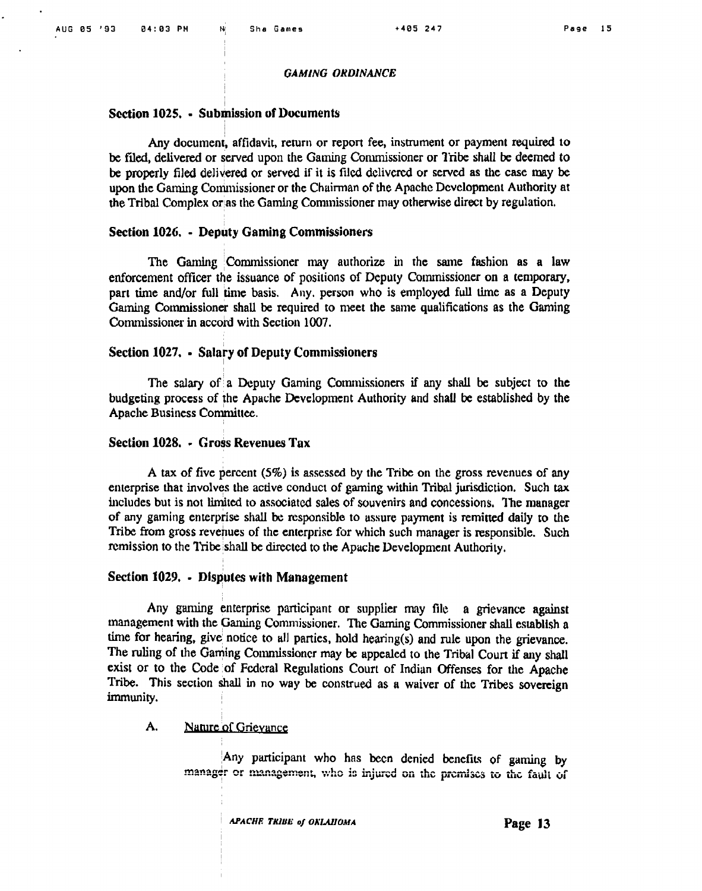## Section 1025. - Submission of Documents

Any document, affidavit, return or report fee, instrument or payment required to be filed, delivered or served upon the Gaming Commissioner or Tribe shall be deemed to be properly filed delivered or served if it is filed delivered or served as the case may be upon the Gaming Commissioner or the Chairman of the Apache Development Authority at the Tribal Complex or as the Gaming Commissioner may otherwise direct by regulation.

## Section 1026. - Deputy Gaming Commissioners

The Gaming Commissioner may authorize in the same fashion as a law enforcement officer the issuance of positions of Deputy Commissioner on a temporary, part time and/or full time basis. Any. person who is employed full time as a Deputy Gaming Commissioner shall be required to meet the same qualifications as the Gaming Commissioner in accord with Section 1007.

## Section 1027. - Salary of Deputy Commissioners

The salary of a Deputy Gaming Commissioners if any shall be subject to the budgeting process of the Apache Development Authority and shall be established by the Apache Business Committee.

## Section 1028. - Gross Revenues Tax

A tax of five percent (5%) is assessed by the Tribe on the gross revenues of any enterprise that involves the active conduct of gaming within Tribal jurisdiction. Such tax includes but is not limited to associated sales of souvenirs and concessions. The manager of any gaming enterprise shall be responsible to assure payment is remitted daily to the Tribe from gross revenues of the enterprise for which such manager is responsible. Such remission to the Tribe shall be directed to the Apache Development Authority.

## Section 1029. - Disputes with Management

Any gaming enterprise participant or supplier may file a grievance against management with the Gaming Commissioner. The Gaming Commissioner shall establish a time for hearing, give notice to all parties, hold hearing(s) and rule upon the grievance. The ruling of the Gaming Commissioner may be appealed to the Tribal Court if any shall exist or to the Code of Federal Regulations Court of Indian Offenses for the Apache Tribe. This section shall in no way be construed as a waiver of the Tribes sovereign immunity.

A. Nature of Grievance

Any participant who has been denied benefits of gaming by manager or management, who is injured on the premises to the fault of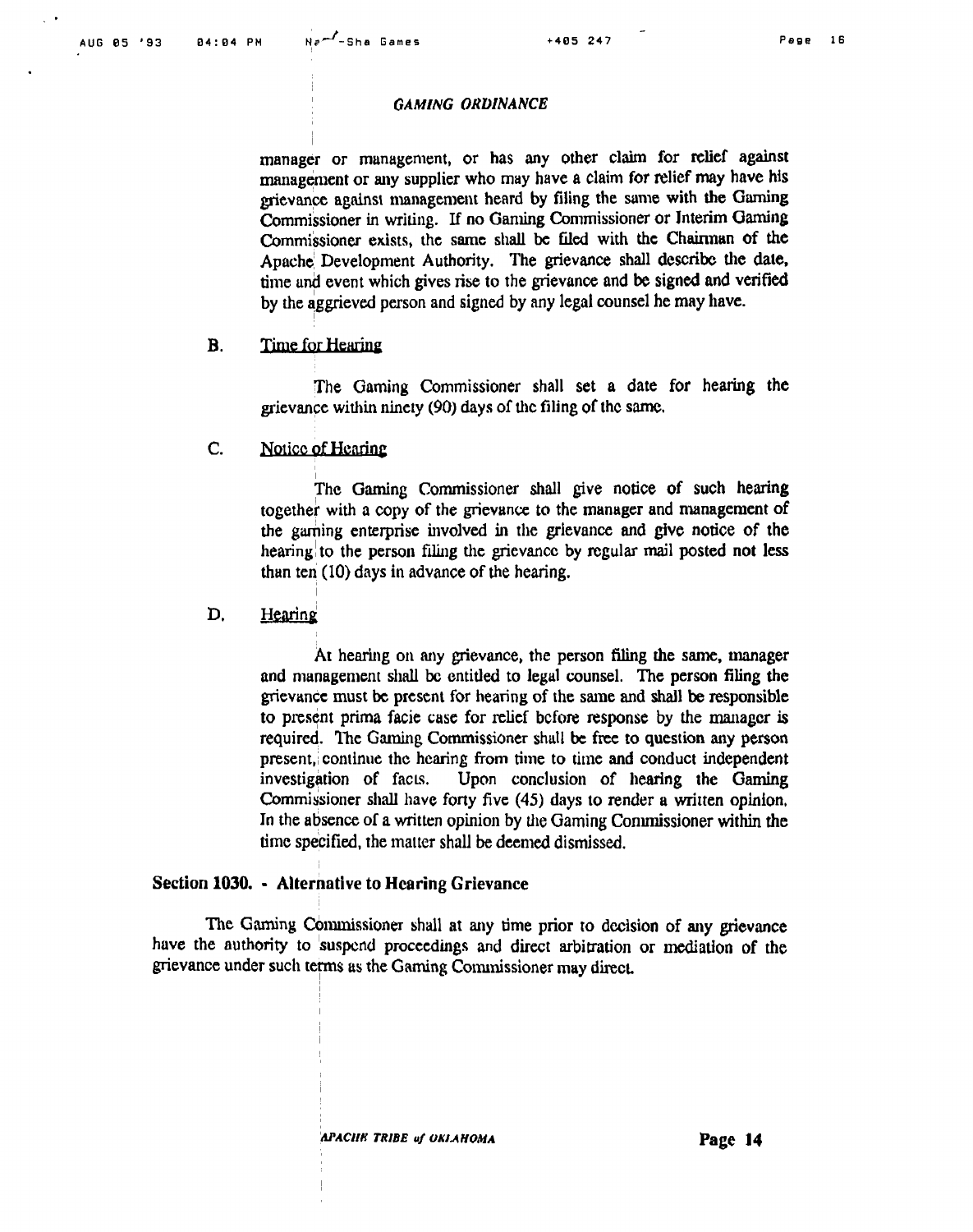manager or management, or has any other claim for relief against management or any supplier who may have a claim for relief may have his grievance against management heard by filing the same with the Gaming Commissioner in writing. If no Gaming Commissioner or Interim Gaming Commissioner exists, the same shall be filed with the Chairman of the Apache Development Authority. The grievance shall describe the date, time and event which gives rise to the grievance and be signed and verified by the aggrieved person and signed by any legal counsel he may have.

B. Time for Hearing

The Gaming Commissioner shall set a date for hearing the grievance within ninety (90) days of the filing of the same.

C. Notice of Hearing

The Gaming Commissioner shall give notice of such hearing together with a copy of the grievance to the manager and management of the gaming enterprise involved in the grievance and give notice of the hearing to the person filing the grievance by regular mail posted not less than ten (10) days in advance of the hearing.

D. Hearing

At hearing on any grievance, the person filing the same, manager and management shall be entitled to legal counsel. The person filing the grievance must be present for hearing of the same and shall be responsible to present prima facie case for relief before response by the manager is required. The Gaming Commissioner shall be free to question any person present, continue the hearing from time to time and conduct independent investigation of facts. Upon conclusion of hearing the Gaming Commissioner shall have forty five (45) days to render a written opinion. In the absence of a written opinion by the Gaming Commissioner within the time specified, the matter shall be deemed dismissed.

**Section 1030. - Alternative to Hearing Grievance**

The Gaming Commissioner shall at any time prior to decision of any grievance have the authority to suspend proceedings and direct arbitration or mediation of the grievance under such terms as the Gaming Commissioner may direct.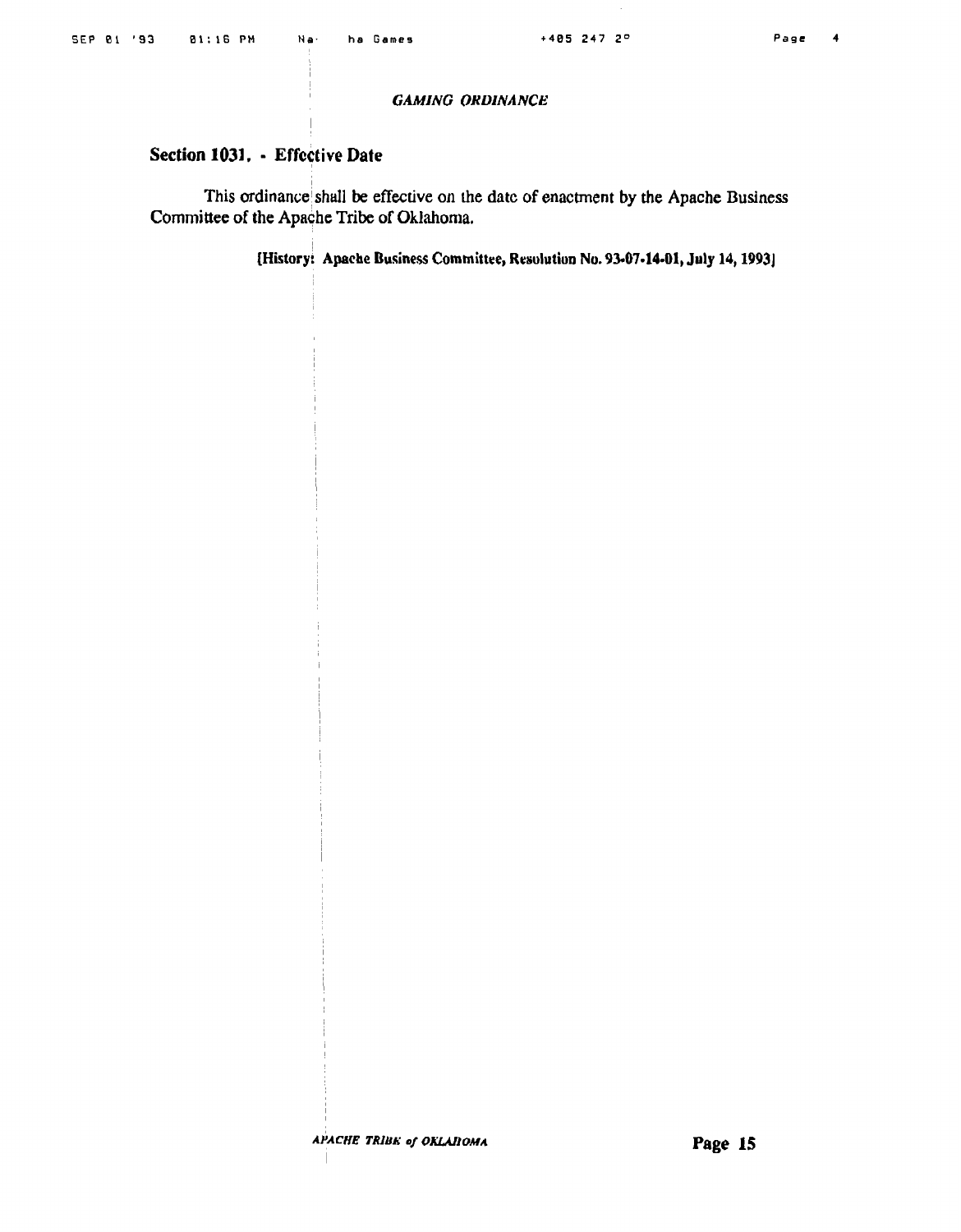## Section 1031. - Effective Date

This ordinance shall be effective on the date of enactment by the Apache Business Committee of the Apache Tribe of Oklahoma.

**[History: Apache Business Committee, Resolution No. 93-07-14-01, July 14, 1993]**